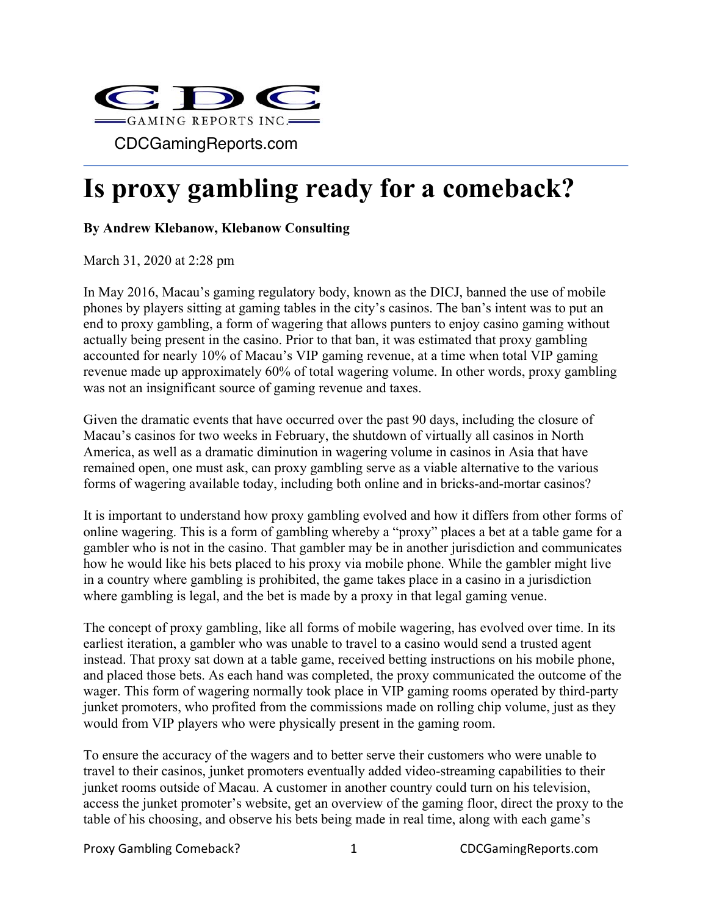CDC GAMING REPORTS INC.

CDCGamingReports.com

# Is proxy gambling ready for a comeback?

**By Andrew Klebanow, Klebanow Consulting**

March 31, 2020 at 2:28 pm

In May 2016, Macau's gaming regulatory body, known as the DICJ, banned the use of mobile phones by players sitting at gaming tables in the city's casinos. The ban's intent was to put an end to proxy gambling, a form of wagering that allows punters to enjoy casino gaming without actually being present in the casino. Prior to that ban, it was estimated that proxy gambling accounted for nearly 10% of Macau's VIP gaming revenue, at a time when total VIP gaming revenue made up approximately 60% of total wagering volume. In other words, proxy gambling was not an insignificant source of gaming revenue and taxes.

Given the dramatic events that have occurred over the past 90 days, including the closure of Macau's casinos for two weeks in February, the shutdown of virtually all casinos in North America, as well as a dramatic diminution in wagering volume in casinos in Asia that have remained open, one must ask, can proxy gambling serve as a viable alternative to the various forms of wagering available today, including both online and in bricks-and-mortar casinos?

It is important to understand how proxy gambling evolved and how it differs from other forms of online wagering. This is a form of gambling whereby a "proxy" places a bet at a table game for a gambler who is not in the casino. That gambler may be in another jurisdiction and communicates how he would like his bets placed to his proxy via mobile phone. While the gambler might live in a country where gambling is prohibited, the game takes place in a casino in a jurisdiction where gambling is legal, and the bet is made by a proxy in that legal gaming venue.

The concept of proxy gambling, like all forms of mobile wagering, has evolved over time. In its earliest iteration, a gambler who was unable to travel to a casino would send a trusted agent instead. That proxy sat down at a table game, received betting instructions on his mobile phone, and placed those bets. As each hand was completed, the proxy communicated the outcome of the wager. This form of wagering normally took place in VIP gaming rooms operated by third-party junket promoters, who profited from the commissions made on rolling chip volume, just as they would from VIP players who were physically present in the gaming room.

To ensure the accuracy of the wagers and to better serve their customers who were unable to travel to their casinos, junket promoters eventually added video-streaming capabilities to their junket rooms outside of Macau. A customer in another country could turn on his television, access the junket promoter's website, get an overview of the gaming floor, direct the proxy to the table of his choosing, and observe his bets being made in real time, along with each game's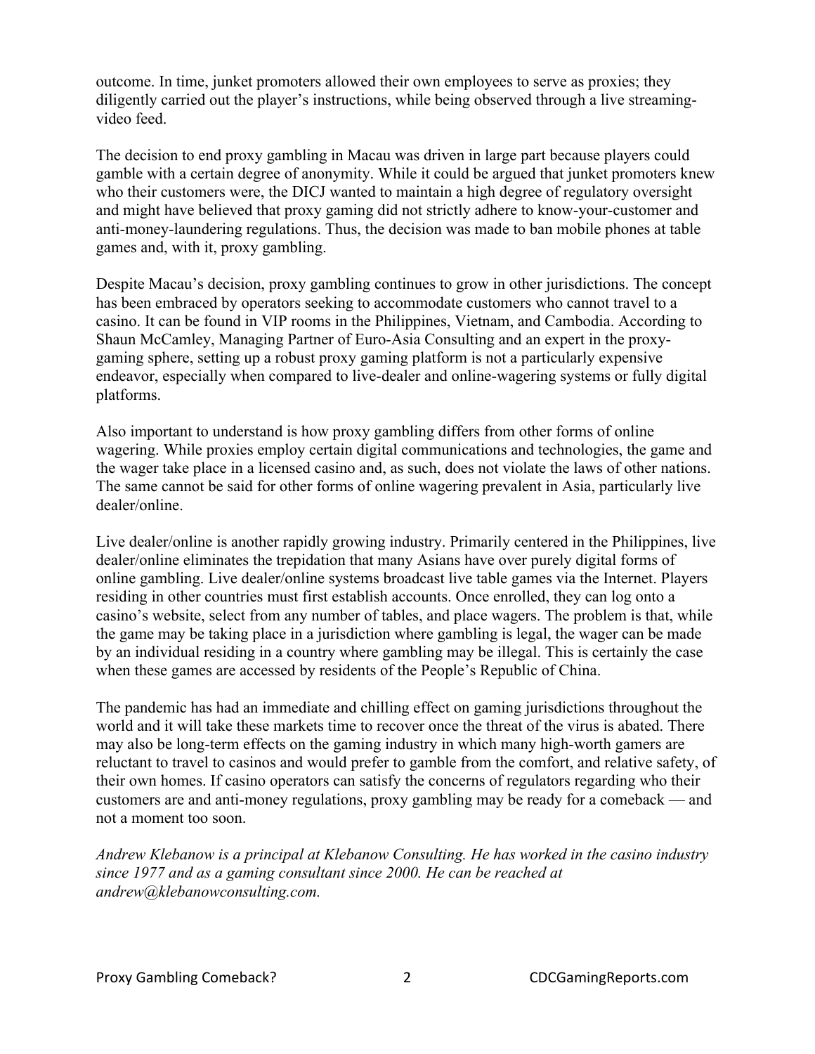outcome. In time, junket promoters allowed their own employees to serve as proxies; they diligently carried out the player's instructions, while being observed through a live streaming-video feed.

The decision to end proxy gambling in Macau was driven in large part because players could gamble with a certain degree of anonymity. While it could be argued that junket promoters knew who their customers were, the DICJ wanted to maintain a high degree of regulatory oversight and might have believed that proxy gaming did not strictly adhere to know-your-customer and anti-money-laundering regulations. Thus, the decision was made to ban mobile phones at table games and, with it, proxy gambling.

Despite Macau's decision, proxy gambling continues to grow in other jurisdictions. The concept has been embraced by operators seeking to accommodate customers who cannot travel to a casino. It can be found in VIP rooms in the Philippines, Vietnam, and Cambodia. According to Shaun McCamley, Managing Partner of Euro-Asia Consulting and an expert in the proxy-gaming sphere, setting up a robust proxy gaming platform is not a particularly expensive endeavor, especially when compared to live-dealer and online-wagering systems or fully digital platforms.

Also important to understand is how proxy gambling differs from other forms of online wagering. While proxies employ certain digital communications and technologies, the game and the wager take place in a licensed casino and, as such, does not violate the laws of other nations. The same cannot be said for other forms of online wagering prevalent in Asia, particularly live dealer/online.

Live dealer/online is another rapidly growing industry. Primarily centered in the Philippines, live dealer/online eliminates the trepidation that many Asians have over purely digital forms of online gambling. Live dealer/online systems broadcast live table games via the Internet. Players residing in other countries must first establish accounts. Once enrolled, they can log onto a casino's website, select from any number of tables, and place wagers. The problem is that, while the game may be taking place in a jurisdiction where gambling is legal, the wager can be made by an individual residing in a country where gambling may be illegal. This is certainly the case when these games are accessed by residents of the People's Republic of China.

The pandemic has had an immediate and chilling effect on gaming jurisdictions throughout the world and it will take these markets time to recover once the threat of the virus is abated. There may also be long-term effects on the gaming industry in which many high-worth gamers are reluctant to travel to casinos and would prefer to gamble from the comfort, and relative safety, of their own homes. If casino operators can satisfy the concerns of regulators regarding who their customers are and anti-money regulations, proxy gambling may be ready for a comeback — and not a moment too soon.

*Andrew Klebanow is a principal at Klebanow Consulting. He has worked in the casino industry since 1977 and as a gaming consultant since 2000. He can be reached at andrew@klebanowconsulting.com.*